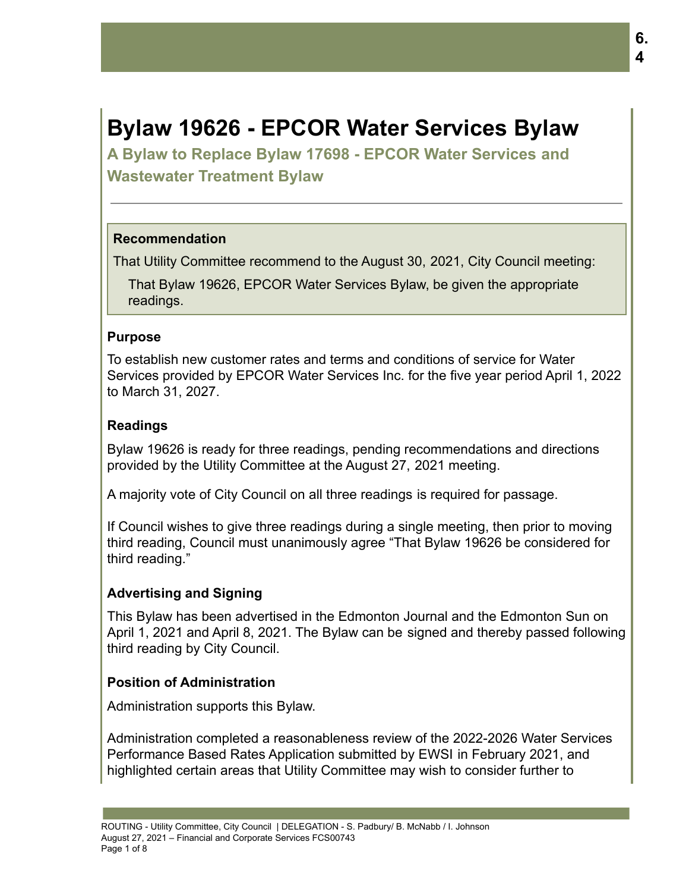# Bylaw 19626 - EPCOR Water Services Bylaw

## A Bylaw to Replace Bylaw 17698 - EPCOR Water Services and Wastewater Treatment Bylaw

### Recommendation

That Utility Committee recommend to the August 30, 2021, City Council meeting:

That Bylaw 19626, EPCOR Water Services Bylaw, be given the appropriate readings.

### Purpose

To establish new customer rates and terms and conditions of service for Water Services provided by EPCOR Water Services Inc. for the five year period April 1, 2022 to March 31, 2027.

### Readings

Bylaw 19626 is ready for three readings, pending recommendations and directions provided by the Utility Committee at the August 27, 2021 meeting.

A majority vote of City Council on all three readings is required for passage.

If Council wishes to give three readings during a single meeting, then prior to moving third reading, Council must unanimously agree "That Bylaw 19626 be considered for third reading."

### Advertising and Signing

This Bylaw has been advertised in the Edmonton Journal and the Edmonton Sun on April 1, 2021 and April 8, 2021. The Bylaw can be signed and thereby passed following third reading by City Council.

### Position of Administration

Administration supports this Bylaw.

Administration completed a reasonableness review of the 2022-2026 Water Services Performance Based Rates Application submitted by EWSI in February 2021, and highlighted certain areas that Utility Committee may wish to consider further to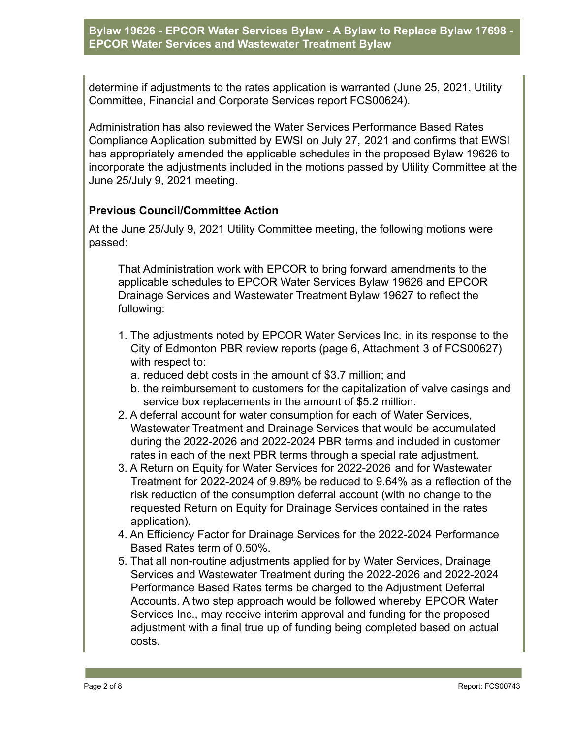determine if adjustments to the rates application is warranted (June 25, 2021, Utility Committee, Financial and Corporate Services report FCS00624).

Administration has also reviewed the Water Services Performance Based Rates Compliance Application submitted by EWSI on July 27, 2021 and confirms that EWSI has appropriately amended the applicable schedules in the proposed Bylaw 19626 to incorporate the adjustments included in the motions passed by Utility Committee at the June 25/July 9, 2021 meeting.

### Previous Council/Committee Action

At the June 25/July 9, 2021 Utility Committee meeting, the following motions were passed:

> That Administration work with EPCOR to bring forward amendments to the applicable schedules to EPCOR Water Services Bylaw 19626 and EPCOR Drainage Services and Wastewater Treatment Bylaw 19627 to reflect the following:
>
> 1. The adjustments noted by EPCOR Water Services Inc. in its response to the City of Edmonton PBR review reports (page 6, Attachment 3 of FCS00627) with respect to:
>    a. reduced debt costs in the amount of $3.7 million; and
>    b. the reimbursement to customers for the capitalization of valve casings and service box replacements in the amount of $5.2 million.
> 2. A deferral account for water consumption for each of Water Services, Wastewater Treatment and Drainage Services that would be accumulated during the 2022-2026 and 2022-2024 PBR terms and included in customer rates in each of the next PBR terms through a special rate adjustment.
> 3. A Return on Equity for Water Services for 2022-2026 and for Wastewater Treatment for 2022-2024 of 9.89% be reduced to 9.64% as a reflection of the risk reduction of the consumption deferral account (with no change to the requested Return on Equity for Drainage Services contained in the rates application).
> 4. An Efficiency Factor for Drainage Services for the 2022-2024 Performance Based Rates term of 0.50%.
> 5. That all non-routine adjustments applied for by Water Services, Drainage Services and Wastewater Treatment during the 2022-2026 and 2022-2024 Performance Based Rates terms be charged to the Adjustment Deferral Accounts. A two step approach would be followed whereby EPCOR Water Services Inc., may receive interim approval and funding for the proposed adjustment with a final true up of funding being completed based on actual costs.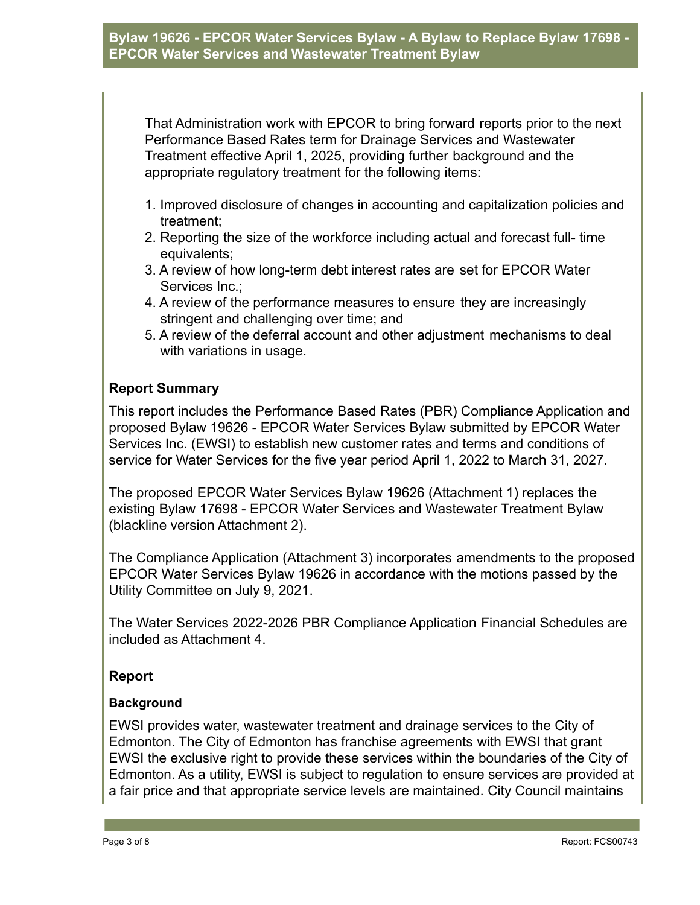That Administration work with EPCOR to bring forward reports prior to the next Performance Based Rates term for Drainage Services and Wastewater Treatment effective April 1, 2025, providing further background and the appropriate regulatory treatment for the following items:

1. Improved disclosure of changes in accounting and capitalization policies and treatment;
2. Reporting the size of the workforce including actual and forecast full- time equivalents;
3. A review of how long-term debt interest rates are set for EPCOR Water Services Inc.;
4. A review of the performance measures to ensure they are increasingly stringent and challenging over time; and
5. A review of the deferral account and other adjustment mechanisms to deal with variations in usage.

## Report Summary

This report includes the Performance Based Rates (PBR) Compliance Application and proposed Bylaw 19626 - EPCOR Water Services Bylaw submitted by EPCOR Water Services Inc. (EWSI) to establish new customer rates and terms and conditions of service for Water Services for the five year period April 1, 2022 to March 31, 2027.

The proposed EPCOR Water Services Bylaw 19626 (Attachment 1) replaces the existing Bylaw 17698 - EPCOR Water Services and Wastewater Treatment Bylaw (blackline version Attachment 2).

The Compliance Application (Attachment 3) incorporates amendments to the proposed EPCOR Water Services Bylaw 19626 in accordance with the motions passed by the Utility Committee on July 9, 2021.

The Water Services 2022-2026 PBR Compliance Application Financial Schedules are included as Attachment 4.

## Report

### Background

EWSI provides water, wastewater treatment and drainage services to the City of Edmonton. The City of Edmonton has franchise agreements with EWSI that grant EWSI the exclusive right to provide these services within the boundaries of the City of Edmonton. As a utility, EWSI is subject to regulation to ensure services are provided at a fair price and that appropriate service levels are maintained. City Council maintains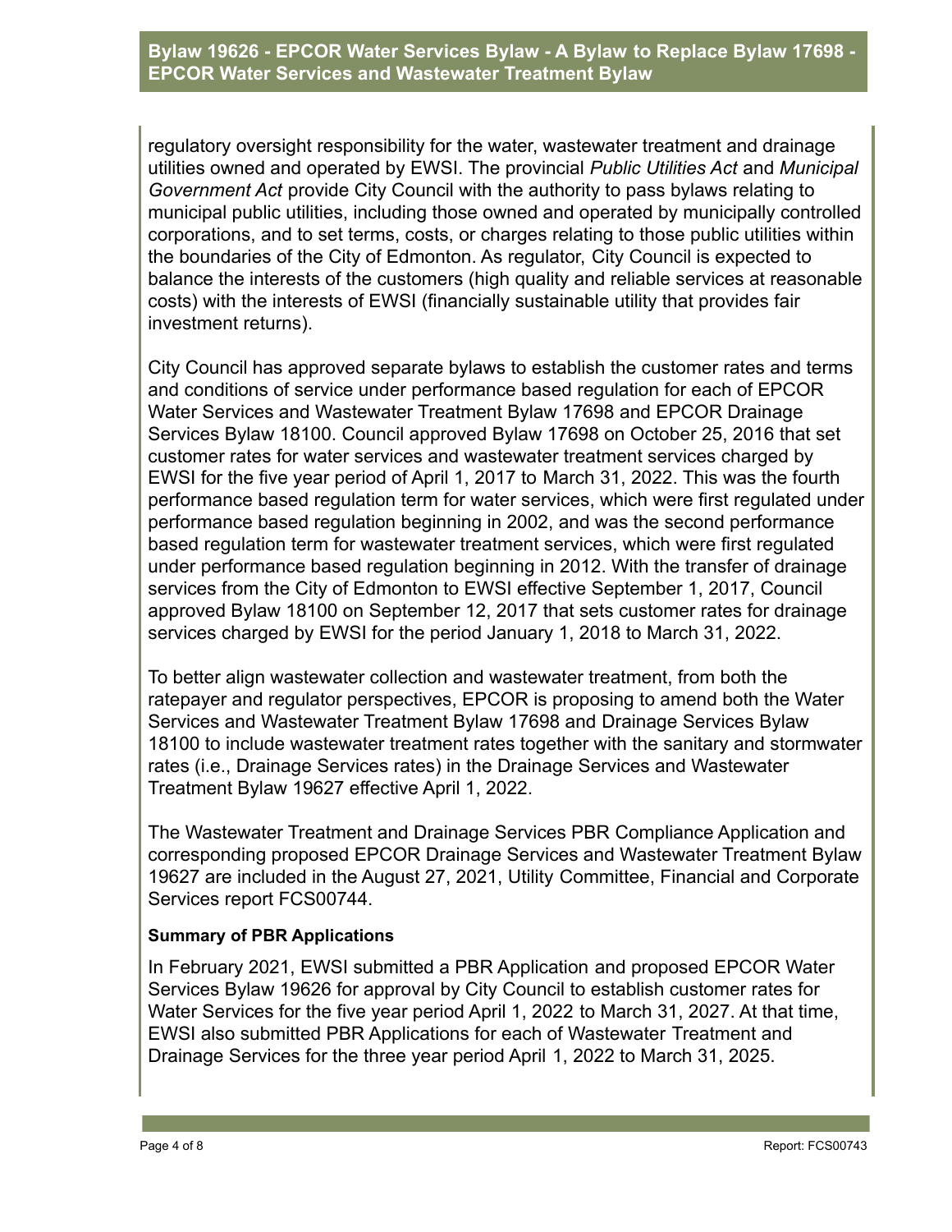regulatory oversight responsibility for the water, wastewater treatment and drainage utilities owned and operated by EWSI. The provincial *Public Utilities Act* and *Municipal Government Act* provide City Council with the authority to pass bylaws relating to municipal public utilities, including those owned and operated by municipally controlled corporations, and to set terms, costs, or charges relating to those public utilities within the boundaries of the City of Edmonton. As regulator, City Council is expected to balance the interests of the customers (high quality and reliable services at reasonable costs) with the interests of EWSI (financially sustainable utility that provides fair investment returns).

City Council has approved separate bylaws to establish the customer rates and terms and conditions of service under performance based regulation for each of EPCOR Water Services and Wastewater Treatment Bylaw 17698 and EPCOR Drainage Services Bylaw 18100. Council approved Bylaw 17698 on October 25, 2016 that set customer rates for water services and wastewater treatment services charged by EWSI for the five year period of April 1, 2017 to March 31, 2022. This was the fourth performance based regulation term for water services, which were first regulated under performance based regulation beginning in 2002, and was the second performance based regulation term for wastewater treatment services, which were first regulated under performance based regulation beginning in 2012. With the transfer of drainage services from the City of Edmonton to EWSI effective September 1, 2017, Council approved Bylaw 18100 on September 12, 2017 that sets customer rates for drainage services charged by EWSI for the period January 1, 2018 to March 31, 2022.

To better align wastewater collection and wastewater treatment, from both the ratepayer and regulator perspectives, EPCOR is proposing to amend both the Water Services and Wastewater Treatment Bylaw 17698 and Drainage Services Bylaw 18100 to include wastewater treatment rates together with the sanitary and stormwater rates (i.e., Drainage Services rates) in the Drainage Services and Wastewater Treatment Bylaw 19627 effective April 1, 2022.

The Wastewater Treatment and Drainage Services PBR Compliance Application and corresponding proposed EPCOR Drainage Services and Wastewater Treatment Bylaw 19627 are included in the August 27, 2021, Utility Committee, Financial and Corporate Services report FCS00744.

**Summary of PBR Applications**

In February 2021, EWSI submitted a PBR Application and proposed EPCOR Water Services Bylaw 19626 for approval by City Council to establish customer rates for Water Services for the five year period April 1, 2022 to March 31, 2027. At that time, EWSI also submitted PBR Applications for each of Wastewater Treatment and Drainage Services for the three year period April 1, 2022 to March 31, 2025.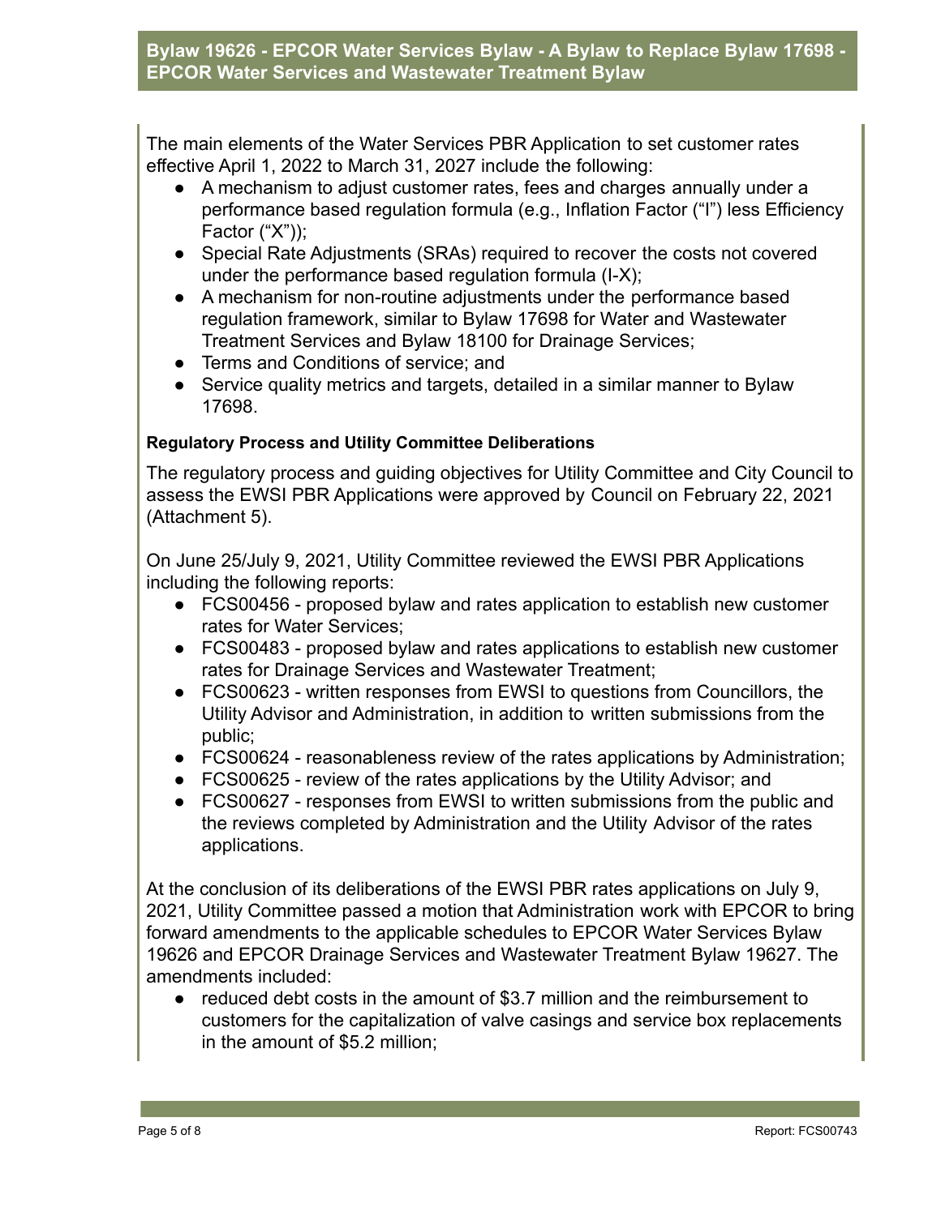The main elements of the Water Services PBR Application to set customer rates effective April 1, 2022 to March 31, 2027 include the following:

- A mechanism to adjust customer rates, fees and charges annually under a performance based regulation formula (e.g., Inflation Factor ("I") less Efficiency Factor ("X"));
- Special Rate Adjustments (SRAs) required to recover the costs not covered under the performance based regulation formula (I-X);
- A mechanism for non-routine adjustments under the performance based regulation framework, similar to Bylaw 17698 for Water and Wastewater Treatment Services and Bylaw 18100 for Drainage Services;
- Terms and Conditions of service; and
- Service quality metrics and targets, detailed in a similar manner to Bylaw 17698.

**Regulatory Process and Utility Committee Deliberations**

The regulatory process and guiding objectives for Utility Committee and City Council to assess the EWSI PBR Applications were approved by Council on February 22, 2021 (Attachment 5).

On June 25/July 9, 2021, Utility Committee reviewed the EWSI PBR Applications including the following reports:

- FCS00456 - proposed bylaw and rates application to establish new customer rates for Water Services;
- FCS00483 - proposed bylaw and rates applications to establish new customer rates for Drainage Services and Wastewater Treatment;
- FCS00623 - written responses from EWSI to questions from Councillors, the Utility Advisor and Administration, in addition to written submissions from the public;
- FCS00624 - reasonableness review of the rates applications by Administration;
- FCS00625 - review of the rates applications by the Utility Advisor; and
- FCS00627 - responses from EWSI to written submissions from the public and the reviews completed by Administration and the Utility Advisor of the rates applications.

At the conclusion of its deliberations of the EWSI PBR rates applications on July 9, 2021, Utility Committee passed a motion that Administration work with EPCOR to bring forward amendments to the applicable schedules to EPCOR Water Services Bylaw 19626 and EPCOR Drainage Services and Wastewater Treatment Bylaw 19627. The amendments included:

- reduced debt costs in the amount of $3.7 million and the reimbursement to customers for the capitalization of valve casings and service box replacements in the amount of $5.2 million;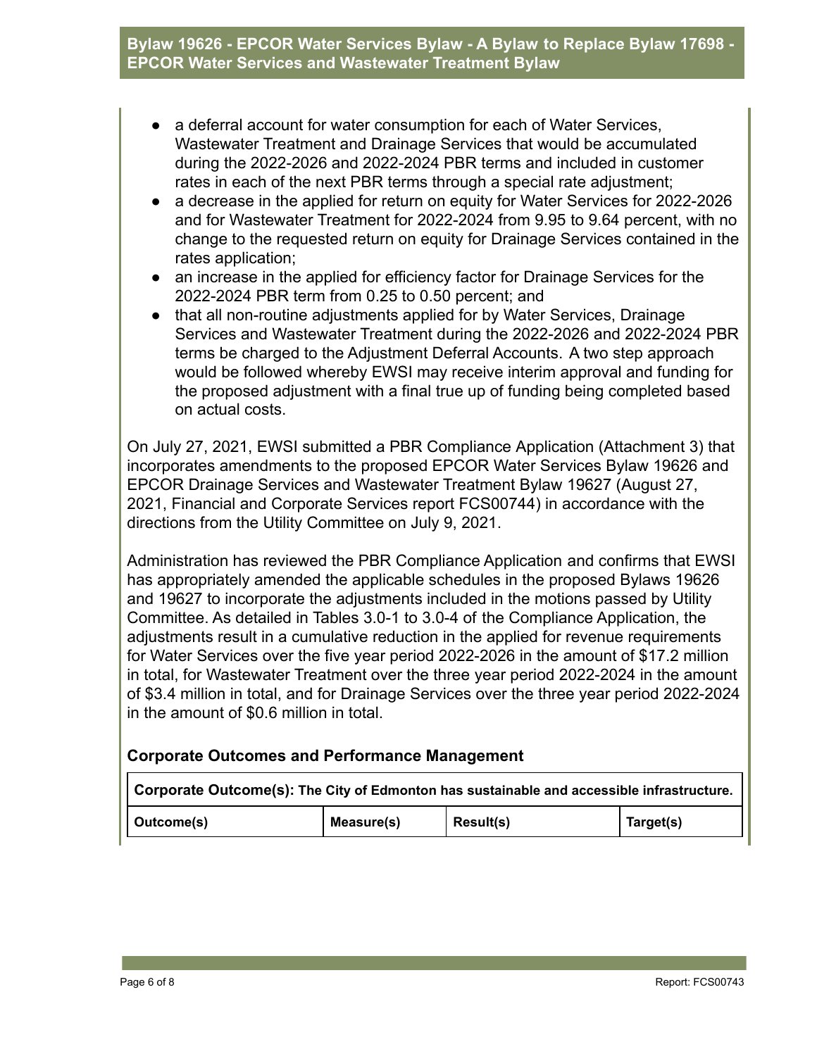- a deferral account for water consumption for each of Water Services, Wastewater Treatment and Drainage Services that would be accumulated during the 2022-2026 and 2022-2024 PBR terms and included in customer rates in each of the next PBR terms through a special rate adjustment;
- a decrease in the applied for return on equity for Water Services for 2022-2026 and for Wastewater Treatment for 2022-2024 from 9.95 to 9.64 percent, with no change to the requested return on equity for Drainage Services contained in the rates application;
- an increase in the applied for efficiency factor for Drainage Services for the 2022-2024 PBR term from 0.25 to 0.50 percent; and
- that all non-routine adjustments applied for by Water Services, Drainage Services and Wastewater Treatment during the 2022-2026 and 2022-2024 PBR terms be charged to the Adjustment Deferral Accounts. A two step approach would be followed whereby EWSI may receive interim approval and funding for the proposed adjustment with a final true up of funding being completed based on actual costs.

On July 27, 2021, EWSI submitted a PBR Compliance Application (Attachment 3) that incorporates amendments to the proposed EPCOR Water Services Bylaw 19626 and EPCOR Drainage Services and Wastewater Treatment Bylaw 19627 (August 27, 2021, Financial and Corporate Services report FCS00744) in accordance with the directions from the Utility Committee on July 9, 2021.

Administration has reviewed the PBR Compliance Application and confirms that EWSI has appropriately amended the applicable schedules in the proposed Bylaws 19626 and 19627 to incorporate the adjustments included in the motions passed by Utility Committee. As detailed in Tables 3.0-1 to 3.0-4 of the Compliance Application, the adjustments result in a cumulative reduction in the applied for revenue requirements for Water Services over the five year period 2022-2026 in the amount of $17.2 million in total, for Wastewater Treatment over the three year period 2022-2024 in the amount of $3.4 million in total, and for Drainage Services over the three year period 2022-2024 in the amount of $0.6 million in total.

### Corporate Outcomes and Performance Management

| **Corporate Outcome(s):** The City of Edmonton has sustainable and accessible infrastructure. | | | |
|---|---|---|---|
| **Outcome(s)** | **Measure(s)** | **Result(s)** | **Target(s)** |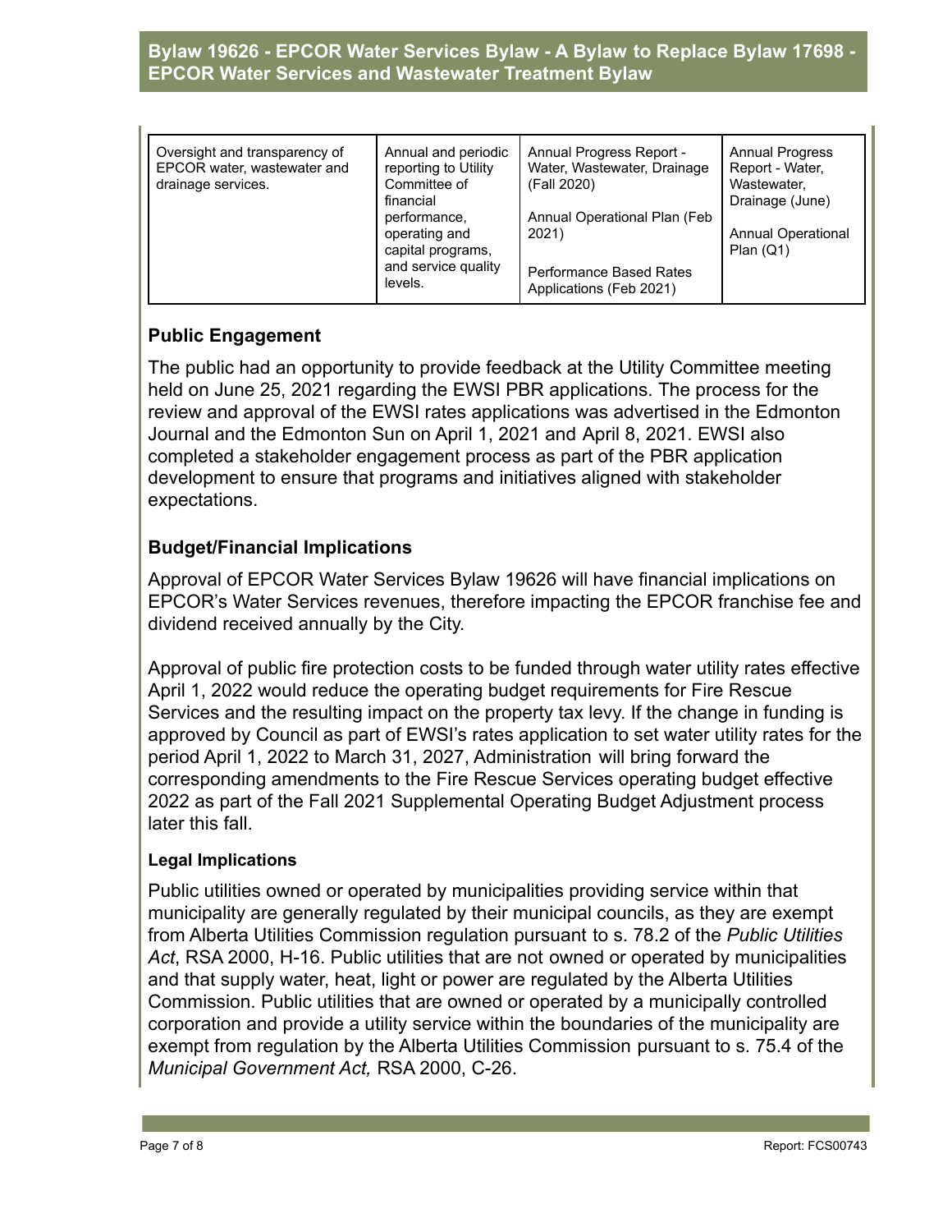| Oversight and transparency of EPCOR water, wastewater and drainage services. | Annual and periodic reporting to Utility Committee of financial performance, operating and capital programs, and service quality levels. | Annual Progress Report - Water, Wastewater, Drainage (Fall 2020)<br><br>Annual Operational Plan (Feb 2021)<br><br>Performance Based Rates Applications (Feb 2021) | Annual Progress Report - Water, Wastewater, Drainage (June)<br><br>Annual Operational Plan (Q1) |
|---|---|---|---|

## Public Engagement

The public had an opportunity to provide feedback at the Utility Committee meeting held on June 25, 2021 regarding the EWSI PBR applications. The process for the review and approval of the EWSI rates applications was advertised in the Edmonton Journal and the Edmonton Sun on April 1, 2021 and April 8, 2021. EWSI also completed a stakeholder engagement process as part of the PBR application development to ensure that programs and initiatives aligned with stakeholder expectations.

## Budget/Financial Implications

Approval of EPCOR Water Services Bylaw 19626 will have financial implications on EPCOR's Water Services revenues, therefore impacting the EPCOR franchise fee and dividend received annually by the City.

Approval of public fire protection costs to be funded through water utility rates effective April 1, 2022 would reduce the operating budget requirements for Fire Rescue Services and the resulting impact on the property tax levy. If the change in funding is approved by Council as part of EWSI's rates application to set water utility rates for the period April 1, 2022 to March 31, 2027, Administration will bring forward the corresponding amendments to the Fire Rescue Services operating budget effective 2022 as part of the Fall 2021 Supplemental Operating Budget Adjustment process later this fall.

### Legal Implications

Public utilities owned or operated by municipalities providing service within that municipality are generally regulated by their municipal councils, as they are exempt from Alberta Utilities Commission regulation pursuant to s. 78.2 of the *Public Utilities Act*, RSA 2000, H-16. Public utilities that are not owned or operated by municipalities and that supply water, heat, light or power are regulated by the Alberta Utilities Commission. Public utilities that are owned or operated by a municipally controlled corporation and provide a utility service within the boundaries of the municipality are exempt from regulation by the Alberta Utilities Commission pursuant to s. 75.4 of the *Municipal Government Act,* RSA 2000, C-26.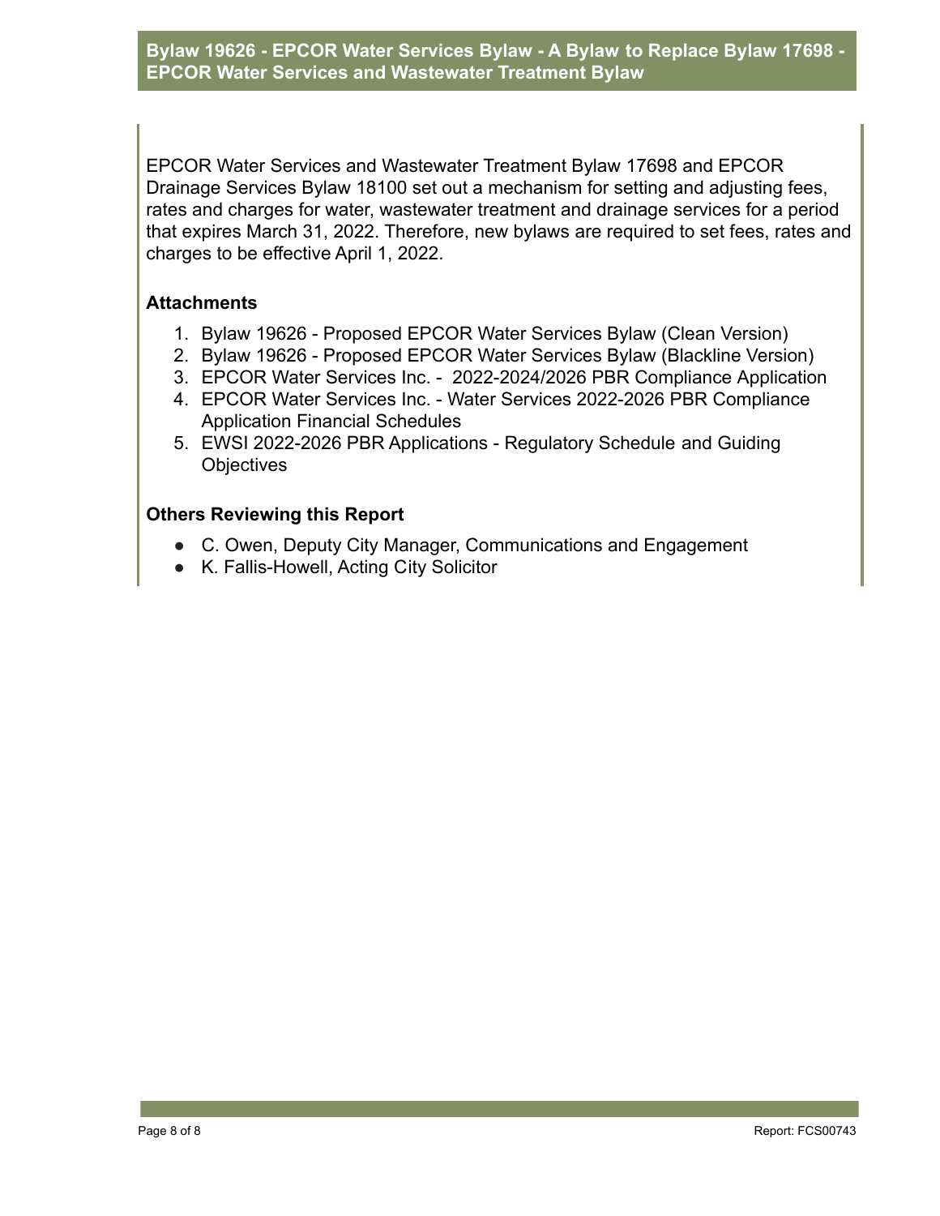EPCOR Water Services and Wastewater Treatment Bylaw 17698 and EPCOR Drainage Services Bylaw 18100 set out a mechanism for setting and adjusting fees, rates and charges for water, wastewater treatment and drainage services for a period that expires March 31, 2022. Therefore, new bylaws are required to set fees, rates and charges to be effective April 1, 2022.

## Attachments

1. Bylaw 19626 - Proposed EPCOR Water Services Bylaw (Clean Version)
2. Bylaw 19626 - Proposed EPCOR Water Services Bylaw (Blackline Version)
3. EPCOR Water Services Inc. - 2022-2024/2026 PBR Compliance Application
4. EPCOR Water Services Inc. - Water Services 2022-2026 PBR Compliance Application Financial Schedules
5. EWSI 2022-2026 PBR Applications - Regulatory Schedule and Guiding Objectives

## Others Reviewing this Report

- C. Owen, Deputy City Manager, Communications and Engagement
- K. Fallis-Howell, Acting City Solicitor